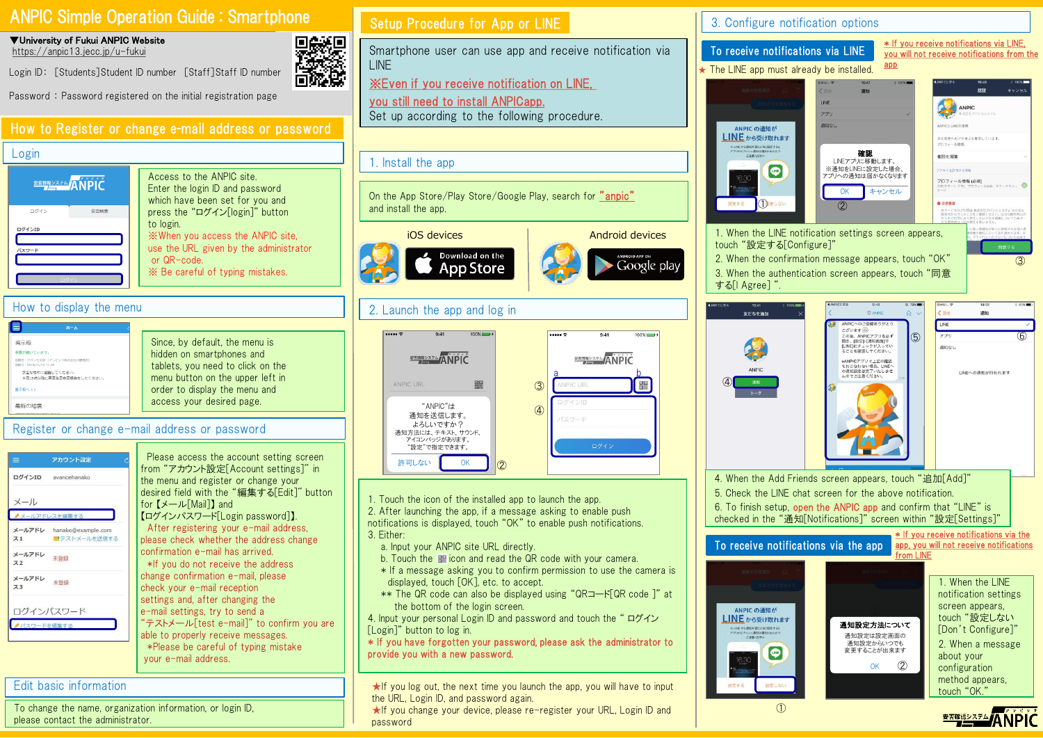# ANPIC Simple Operation Guide : Smartphone

▼**University of Fukui ANPIC Website**
https://anpic13.jecc.jp/u-fukui

Login ID: [Students]Student ID number [Staff]Staff ID number

Password : Password registered on the initial registration page

## How to Register or change e-mail address or password

### Login

Access to the ANPIC site.
Enter the login ID and password which have been set for you and press the "ログイン[login]" button to login.
※When you access the ANPIC site, use the URL given by the administrator or QR-code.
※ Be careful of typing mistakes.

### How to display the menu

Since, by default, the menu is hidden on smartphones and tablets, you need to click on the menu button on the upper left in order to display the menu and access your desired page.

### Register or change e-mail address or password

Please access the account setting screen from "アカウント設定[Account settings]" in the menu and register or change your desired field with the "編集する[Edit]" button for【メール[Mail]】and【ログインパスワード[Login password]】.
After registering your e-mail address, please check whether the address change confirmation e-mail has arrived.
*If you do not receive the address change confirmation e-mail, please check your e-mail reception settings and, after changing the e-mail settings, try to send a "テストメール[test e-mail]" to confirm you are able to properly receive messages.
*Please be careful of typing mistake your e-mail address.

### Edit basic information

To change the name, organization information, or login ID, please contact the administrator.

## Setup Procedure for App or LINE

Smartphone user can use app and receive notification via LINE
※Even if you receive notification on LINE, you still need to install ANPICapp.
Set up according to the following procedure.

### 1. Install the app

On the App Store/Play Store/Google Play, search for "anpic" and install the app.

iOS devices / Android devices

### 2. Launch the app and log in

1. Touch the icon of the installed app to launch the app.
2. After launching the app, if a message asking to enable push notifications is displayed, touch "OK" to enable push notifications.
3. Either:
   a. Input your ANPIC site URL directly.
   b. Touch the icon and read the QR code with your camera.
   * If a message asking you to confirm permission to use the camera is displayed, touch [OK], etc. to accept.
   ** The QR code can also be displayed using "QRコード[QR code ]" at the bottom of the login screen.
4. Input your personal Login ID and password and touch the " ログイン[Login]" button to log in.
* If you have forgotten your password, please ask the administrator to provide you with a new password.

★If you log out, the next time you launch the app, you will have to input the URL, Login ID, and password again.
★If you change your device, please re-register your URL, Login ID and password

## 3. Configure notification options

### To receive notifications via LINE

* If you receive notifications via LINE, you will not receive notifications from the app

★ The LINE app must already be installed.

1. When the LINE notification settings screen appears, touch "設定する[Configure]"
2. When the confirmation message appears, touch "OK"
3. When the authentication screen appears, touch "同意する[I Agree]".
4. When the Add Friends screen appears, touch "追加[Add]"
5. Check the LINE chat screen for the above notification.
6. To finish setup, open the ANPIC app and confirm that "LINE" is checked in the "通知[Notifications]" screen within "設定[Settings]"

### To receive notifications via the app

* If you receive notifications via the app, you will not receive notifications from LINE

1. When the LINE notification settings screen appears, touch "設定しない[Don't Configure]"
2. When a message about your configuration method appears, touch "OK."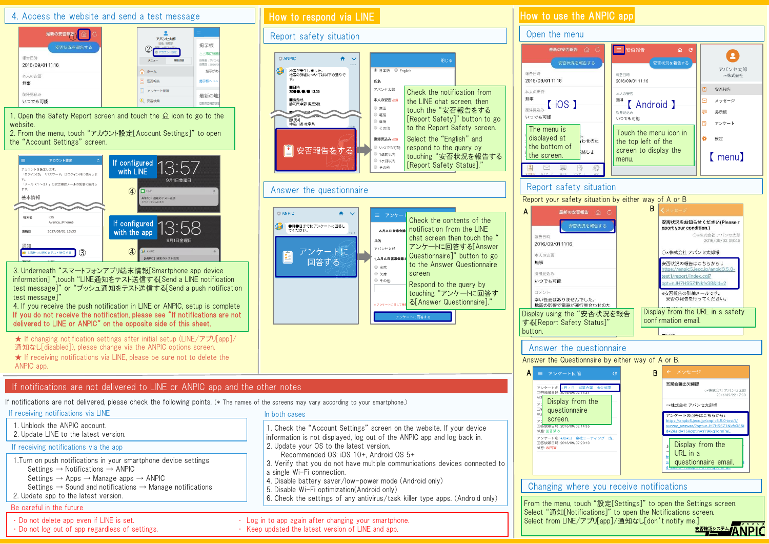## 4. Access the website and send a test message

1. Open the Safety Report screen and touch the ⌂ icon to go to the website.
2. From the menu, touch "アカウント設定[Account Settings]" to open the "Account Settings" screen.

If configured with LINE

If configured with the app

3. Underneath "スマートフォンアプリ端末情報[Smartphone app device information]", touch "LINE通知をテスト送信する[Send a LINE notification test message]" or "プッシュ通知をテスト送信する[Send a push notification test message]"
4. If you receive the push notification in LINE or ANPIC, setup is complete

If you do not receive the notification, please see "If notifications are not delivered to LINE or ANPIC" on the opposite side of this sheet.

★ If changing notification settings after initial setup (LINE/アプリ[app]/通知なし[disabled]), please change via the ANPIC options screen.

★ If receiving notifications via LINE, please be sure not to delete the ANPIC app.

## How to respond via LINE

### Report safety situation

Check the notification from the LINE chat screen, then touch the "安否報告をする[Report Safety]" button to go to the Report Safety screen.

Select the "English" and respond to the query by touching "安否状況を報告する[Report Safety Status]."

### Answer the questionnaire

Check the contents of the notification from the LINE chat screen then touch the "アンケートに回答する[Answer Questionnaire]" button to go to the Answer Questionnaire screen

Respond to the query by touching "アンケートに回答する[Answer Questionnaire]."

## How to use the ANPIC app

### Open the menu

【 iOS 】

The menu is displayed at the bottom of the screen.

【 Android 】

Touch the menu icon in the top left of the screen to display the menu.

【 menu】

### Report safety situation

Report your safety situation by either way of A or B

A: Display using the "安否状況を報告する[Report Safety Status]" button.

B: Display from the URL in s safety confirmation email.

### Answer the questionnaire

Answer the Questionnaire by either way of A or B.

A: Display from the questionnaire screen.

B: Display from the URL in a questionnaire email.

### Changing where you receive notifications

From the menu, touch "設定[Settings]" to open the Settings screen.
Select "通知[Notifications]" to open the Notifications screen.
Select from LINE/アプリ[app]/通知なし[don't notify me.]

## If notifications are not delivered to LINE or ANPIC app and the other notes

If notifications are not delivered, please check the following points. (* The names of the screens may vary according to your smartphone.)

### If receiving notifications via LINE

1. Unblock the ANPIC account.
2. Update LINE to the latest version.

### If receiving notifications via the app

1. Turn on push notifications in your smartphone device settings
   - Settings → Notifications → ANPIC
   - Settings → Apps → Manage apps → ANPIC
   - Settings → Sound and notifications → Manage notifications
2. Update app to the latest version.

### In both cases

1. Check the "Account Settings" screen on the website. If your device information is not displayed, log out of the ANPIC app and log back in.
2. Update your OS to the latest version.
   Recommended OS: iOS 10+, Android OS 5+
3. Verify that you do not have multiple communications devices connected to a single Wi-Fi connection.
4. Disable battery saver/low-power mode (Android only)
5. Disable Wi-Fi optimization(Android only)
6. Check the settings of any antivirus/task killer type apps. (Android only)

### Be careful in the future

- Do not delete app even if LINE is set.
- Do not log out of app regardless of settings.
- Log in to app again after changing your smartphone.
- Keep updated the latest version of LINE and app.

安否確認システム ANPIC